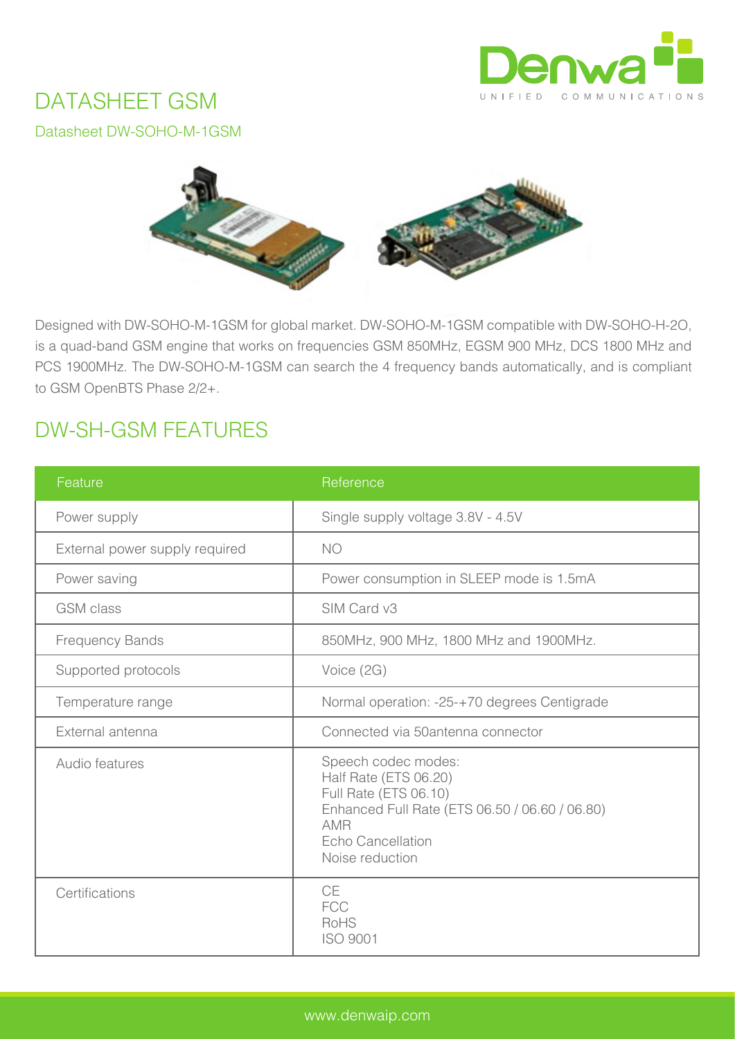# DATASHEET GSM

## Datasheet DW-SOHO-M-1GSM

Designed with DW-SOHO-M-1GSM for global market. DW-SOHO-M-1GSM compatible with DW-SOHO-H-2O, is a quad-band GSM engine that works on frequencies GSM 850MHz, EGSM 900 MHz, DCS 1800 MHz and PCS 1900MHz. The DW-SOHO-M-1GSM can search the 4 frequency bands automatically, and is compliant to GSM OpenBTS Phase 2/2+.

## DW-SH-GSM FEATURES

| Feature | Reference |
|---|---|
| Power supply | Single supply voltage 3.8V - 4.5V |
| External power supply required | NO |
| Power saving | Power consumption in SLEEP mode is 1.5mA |
| GSM class | SIM Card v3 |
| Frequency Bands | 850MHz, 900 MHz, 1800 MHz and 1900MHz. |
| Supported protocols | Voice (2G) |
| Temperature range | Normal operation: -25-+70 degrees Centigrade |
| External antenna | Connected via 50antenna connector |
| Audio features | Speech codec modes:<br>Half Rate (ETS 06.20)<br>Full Rate (ETS 06.10)<br>Enhanced Full Rate (ETS 06.50 / 06.60 / 06.80)<br>AMR<br>Echo Cancellation<br>Noise reduction |
| Certifications | CE<br>FCC<br>RoHS<br>ISO 9001 |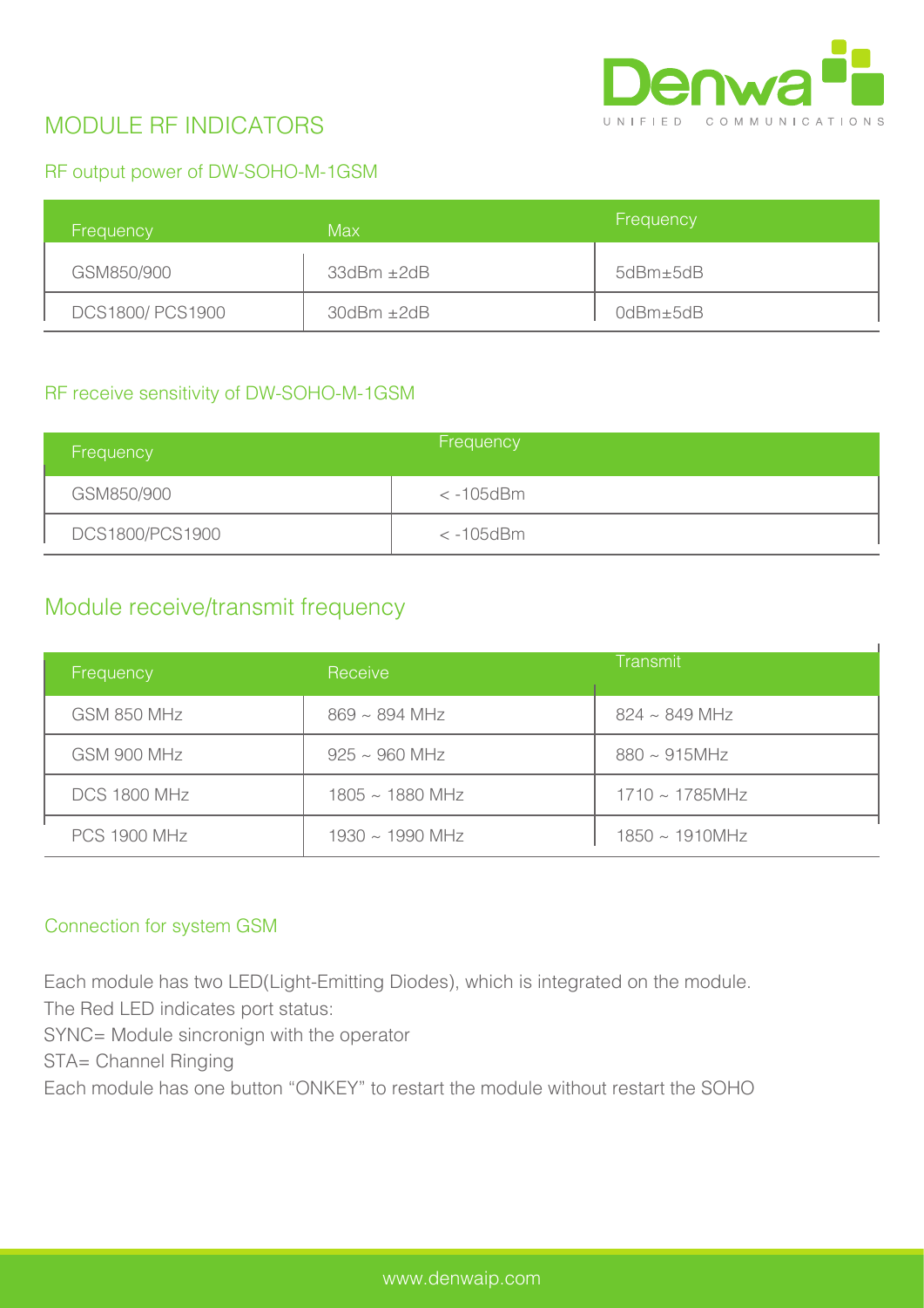# MODULE RF INDICATORS

## RF output power of DW-SOHO-M-1GSM

| Frequency | Max | Frequency |
| --- | --- | --- |
| GSM850/900 | 33dBm ±2dB | 5dBm±5dB |
| DCS1800/ PCS1900 | 30dBm ±2dB | 0dBm±5dB |

## RF receive sensitivity of DW-SOHO-M-1GSM

| Frequency | Frequency |
| --- | --- |
| GSM850/900 | < -105dBm |
| DCS1800/PCS1900 | < -105dBm |

## Module receive/transmit frequency

| Frequency | Receive | Transmit |
| --- | --- | --- |
| GSM 850 MHz | 869 ~ 894 MHz | 824 ~ 849 MHz |
| GSM 900 MHz | 925 ~ 960 MHz | 880 ~ 915MHz |
| DCS 1800 MHz | 1805 ~ 1880 MHz | 1710 ~ 1785MHz |
| PCS 1900 MHz | 1930 ~ 1990 MHz | 1850 ~ 1910MHz |

## Connection for system GSM

Each module has two LED(Light-Emitting Diodes), which is integrated on the module.
The Red LED indicates port status:
SYNC= Module sincronign with the operator
STA= Channel Ringing
Each module has one button “ONKEY” to restart the module without restart the SOHO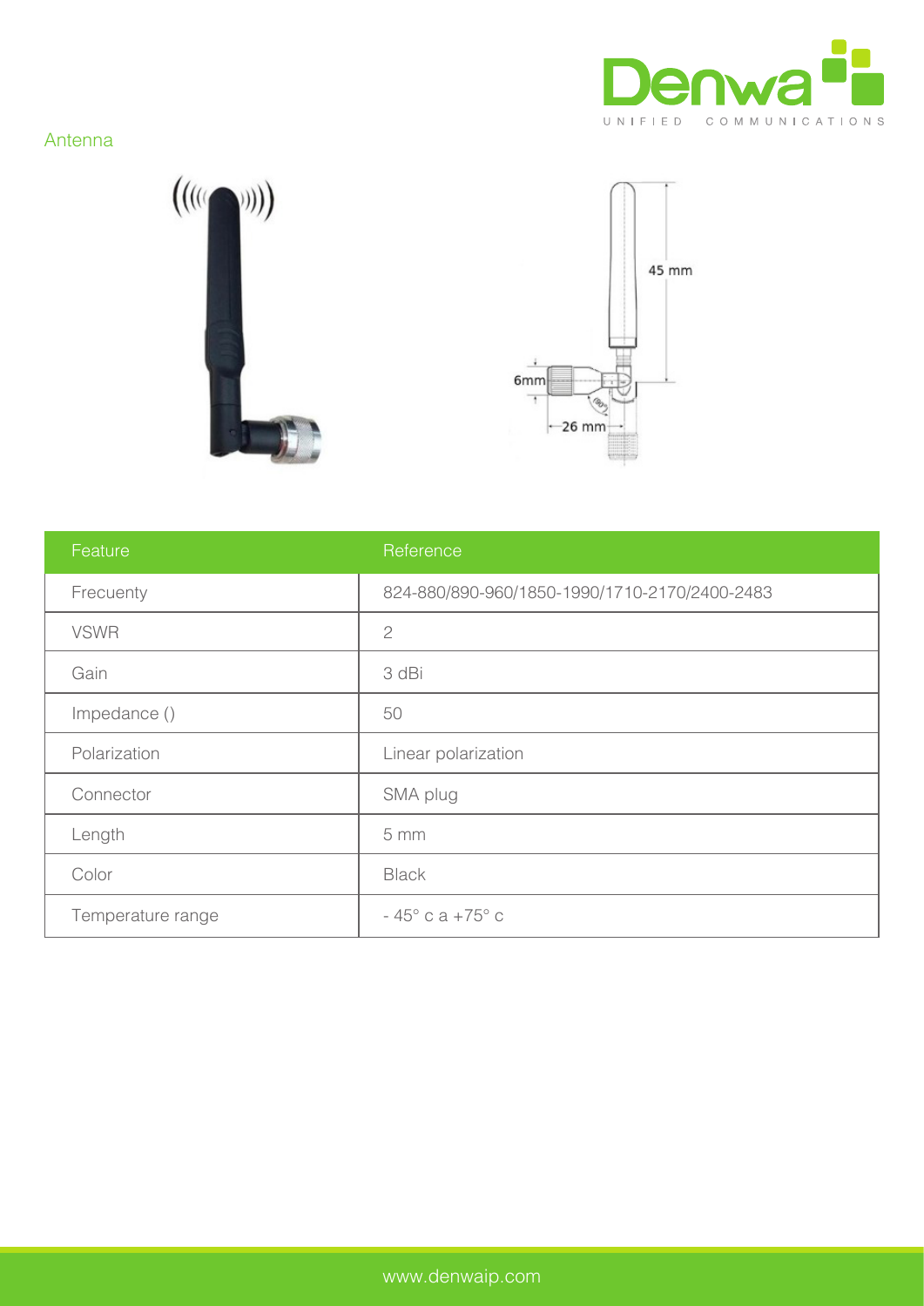Antenna

| Feature | Reference |
|---|---|
| Frecuenty | 824-880/890-960/1850-1990/1710-2170/2400-2483 |
| VSWR | 2 |
| Gain | 3 dBi |
| Impedance () | 50 |
| Polarization | Linear polarization |
| Connector | SMA plug |
| Length | 5 mm |
| Color | Black |
| Temperature range | - 45° c a +75° c |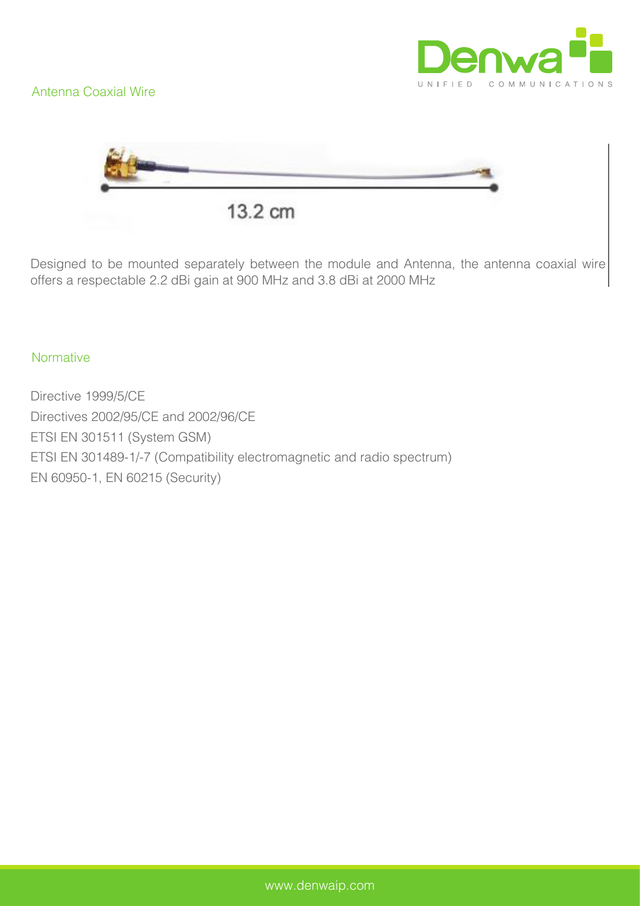## Antenna Coaxial Wire

13.2 cm

Designed to be mounted separately between the module and Antenna, the antenna coaxial wire offers a respectable 2.2 dBi gain at 900 MHz and 3.8 dBi at 2000 MHz

## Normative

Directive 1999/5/CE

Directives 2002/95/CE and 2002/96/CE

ETSI EN 301511 (System GSM)

ETSI EN 301489-1/-7 (Compatibility electromagnetic and radio spectrum)

EN 60950-1, EN 60215 (Security)